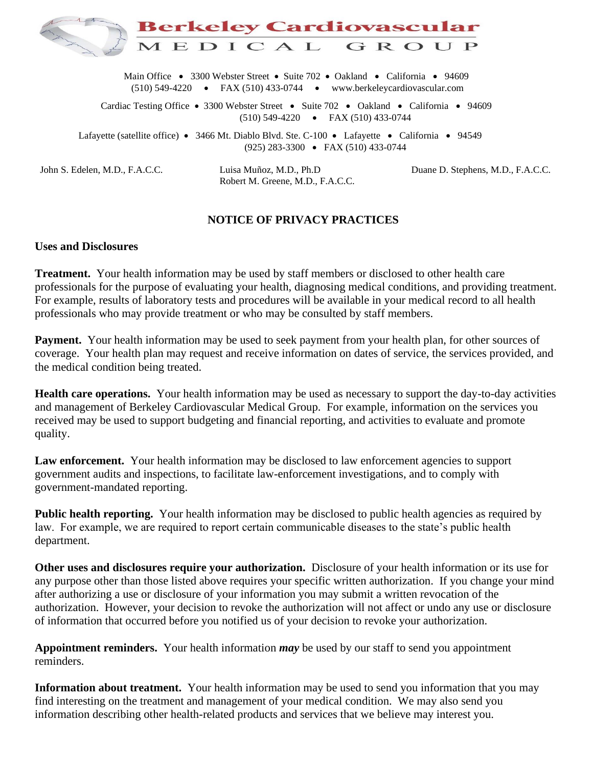# Berkeley Cardiovascular

MEDICAL GROUP

Main Office • 3300 Webster Street • Suite 702 • Oakland • California • 94609
(510) 549-4220 • FAX (510) 433-0744 • www.berkeleycardiovascular.com

Cardiac Testing Office • 3300 Webster Street • Suite 702 • Oakland • California • 94609
(510) 549-4220 • FAX (510) 433-0744

Lafayette (satellite office) • 3466 Mt. Diablo Blvd. Ste. C-100 • Lafayette • California • 94549
(925) 283-3300 • FAX (510) 433-0744

John S. Edelen, M.D., F.A.C.C.
Luisa Muñoz, M.D., Ph.D
Robert M. Greene, M.D., F.A.C.C.
Duane D. Stephens, M.D., F.A.C.C.

## NOTICE OF PRIVACY PRACTICES

### Uses and Disclosures

**Treatment.** Your health information may be used by staff members or disclosed to other health care professionals for the purpose of evaluating your health, diagnosing medical conditions, and providing treatment. For example, results of laboratory tests and procedures will be available in your medical record to all health professionals who may provide treatment or who may be consulted by staff members.

**Payment.** Your health information may be used to seek payment from your health plan, for other sources of coverage. Your health plan may request and receive information on dates of service, the services provided, and the medical condition being treated.

**Health care operations.** Your health information may be used as necessary to support the day-to-day activities and management of Berkeley Cardiovascular Medical Group. For example, information on the services you received may be used to support budgeting and financial reporting, and activities to evaluate and promote quality.

**Law enforcement.** Your health information may be disclosed to law enforcement agencies to support government audits and inspections, to facilitate law-enforcement investigations, and to comply with government-mandated reporting.

**Public health reporting.** Your health information may be disclosed to public health agencies as required by law. For example, we are required to report certain communicable diseases to the state's public health department.

**Other uses and disclosures require your authorization.** Disclosure of your health information or its use for any purpose other than those listed above requires your specific written authorization. If you change your mind after authorizing a use or disclosure of your information you may submit a written revocation of the authorization. However, your decision to revoke the authorization will not affect or undo any use or disclosure of information that occurred before you notified us of your decision to revoke your authorization.

**Appointment reminders.** Your health information ***may*** be used by our staff to send you appointment reminders.

**Information about treatment.** Your health information may be used to send you information that you may find interesting on the treatment and management of your medical condition. We may also send you information describing other health-related products and services that we believe may interest you.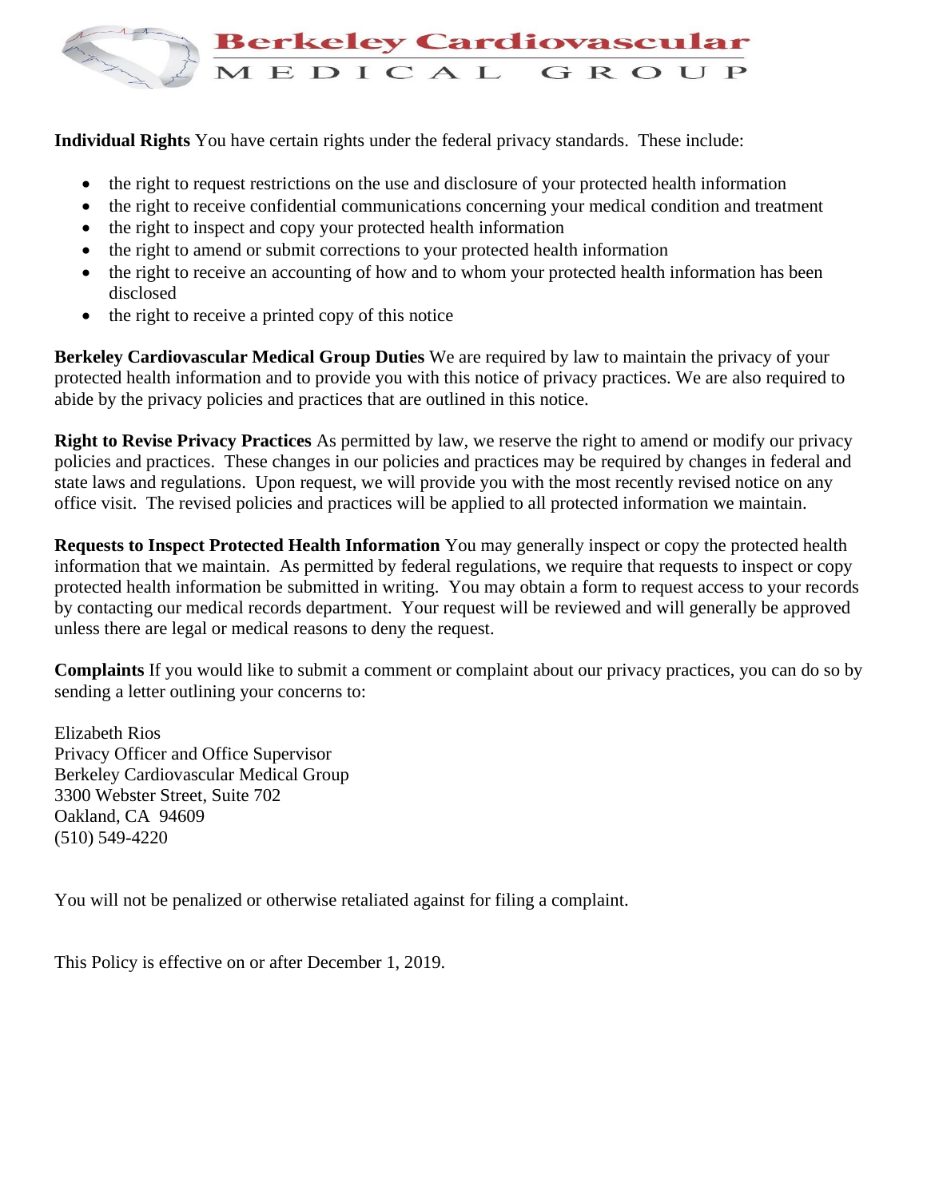**Individual Rights** You have certain rights under the federal privacy standards. These include:

- the right to request restrictions on the use and disclosure of your protected health information
- the right to receive confidential communications concerning your medical condition and treatment
- the right to inspect and copy your protected health information
- the right to amend or submit corrections to your protected health information
- the right to receive an accounting of how and to whom your protected health information has been disclosed
- the right to receive a printed copy of this notice

**Berkeley Cardiovascular Medical Group Duties** We are required by law to maintain the privacy of your protected health information and to provide you with this notice of privacy practices. We are also required to abide by the privacy policies and practices that are outlined in this notice.

**Right to Revise Privacy Practices** As permitted by law, we reserve the right to amend or modify our privacy policies and practices. These changes in our policies and practices may be required by changes in federal and state laws and regulations. Upon request, we will provide you with the most recently revised notice on any office visit. The revised policies and practices will be applied to all protected information we maintain.

**Requests to Inspect Protected Health Information** You may generally inspect or copy the protected health information that we maintain. As permitted by federal regulations, we require that requests to inspect or copy protected health information be submitted in writing. You may obtain a form to request access to your records by contacting our medical records department. Your request will be reviewed and will generally be approved unless there are legal or medical reasons to deny the request.

**Complaints** If you would like to submit a comment or complaint about our privacy practices, you can do so by sending a letter outlining your concerns to:

Elizabeth Rios
Privacy Officer and Office Supervisor
Berkeley Cardiovascular Medical Group
3300 Webster Street, Suite 702
Oakland, CA 94609
(510) 549-4220

You will not be penalized or otherwise retaliated against for filing a complaint.

This Policy is effective on or after December 1, 2019.